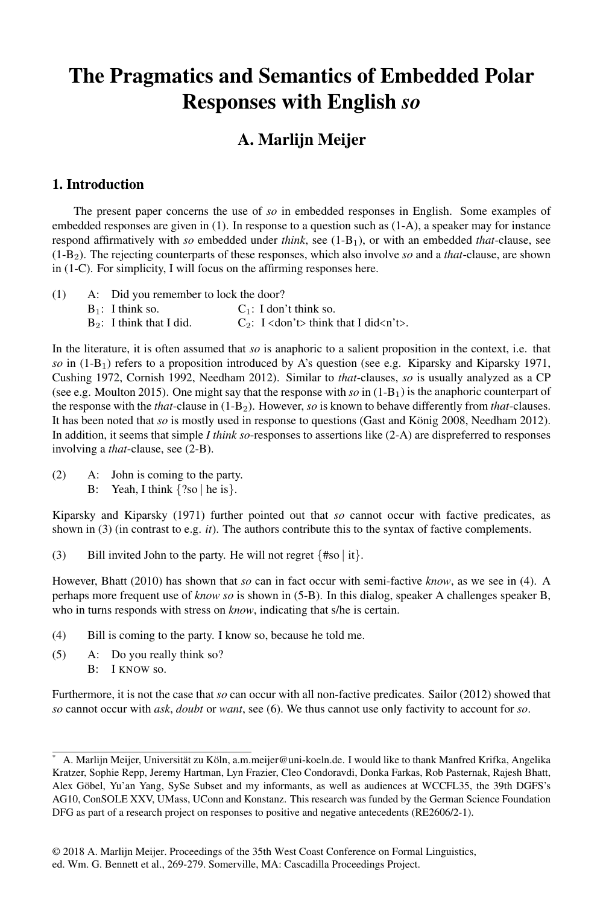# The Pragmatics and Semantics of Embedded Polar Responses with English *so*

## A. Marlijn Meijer

## 1. Introduction

The present paper concerns the use of *so* in embedded responses in English. Some examples of embedded responses are given in (1). In response to a question such as (1-A), a speaker may for instance respond affirmatively with *so* embedded under *think*, see (1-$B_1$), or with an embedded *that*-clause, see (1-$B_2$). The rejecting counterparts of these responses, which also involve *so* and a *that*-clause, are shown in (1-C). For simplicity, I will focus on the affirming responses here.

(1) A: Did you remember to lock the door?
$B_1$: I think so. $C_1$: I don't think so.
$B_2$: I think that I did. $C_2$: I <don't> think that I did<n't>.

In the literature, it is often assumed that *so* is anaphoric to a salient proposition in the context, i.e. that *so* in (1-$B_1$) refers to a proposition introduced by A's question (see e.g. Kiparsky and Kiparsky 1971, Cushing 1972, Cornish 1992, Needham 2012). Similar to *that*-clauses, *so* is usually analyzed as a CP (see e.g. Moulton 2015). One might say that the response with *so* in (1-$B_1$) is the anaphoric counterpart of the response with the *that*-clause in (1-$B_2$). However, *so* is known to behave differently from *that*-clauses. It has been noted that *so* is mostly used in response to questions (Gast and König 2008, Needham 2012). In addition, it seems that simple *I think so*-responses to assertions like (2-A) are dispreferred to responses involving a *that*-clause, see (2-B).

(2) A: John is coming to the party.
B: Yeah, I think {?so | he is}.

Kiparsky and Kiparsky (1971) further pointed out that *so* cannot occur with factive predicates, as shown in (3) (in contrast to e.g. *it*). The authors contribute this to the syntax of factive complements.

(3) Bill invited John to the party. He will not regret {#so | it}.

However, Bhatt (2010) has shown that *so* can in fact occur with semi-factive *know*, as we see in (4). A perhaps more frequent use of *know so* is shown in (5-B). In this dialog, speaker A challenges speaker B, who in turns responds with stress on *know*, indicating that s/he is certain.

(4) Bill is coming to the party. I know so, because he told me.

(5) A: Do you really think so?
B: I KNOW so.

Furthermore, it is not the case that *so* can occur with all non-factive predicates. Sailor (2012) showed that *so* cannot occur with *ask*, *doubt* or *want*, see (6). We thus cannot use only factivity to account for *so*.

---

\* A. Marlijn Meijer, Universität zu Köln, a.m.meijer@uni-koeln.de. I would like to thank Manfred Krifka, Angelika Kratzer, Sophie Repp, Jeremy Hartman, Lyn Frazier, Cleo Condoravdi, Donka Farkas, Rob Pasternak, Rajesh Bhatt, Alex Göbel, Yu'an Yang, SySe Subset and my informants, as well as audiences at WCCFL35, the 39th DGFS's AG10, ConSOLE XXV, UMass, UConn and Konstanz. This research was funded by the German Science Foundation DFG as part of a research project on responses to positive and negative antecedents (RE2606/2-1).

© 2018 A. Marlijn Meijer. Proceedings of the 35th West Coast Conference on Formal Linguistics, ed. Wm. G. Bennett et al., 269-279. Somerville, MA: Cascadilla Proceedings Project.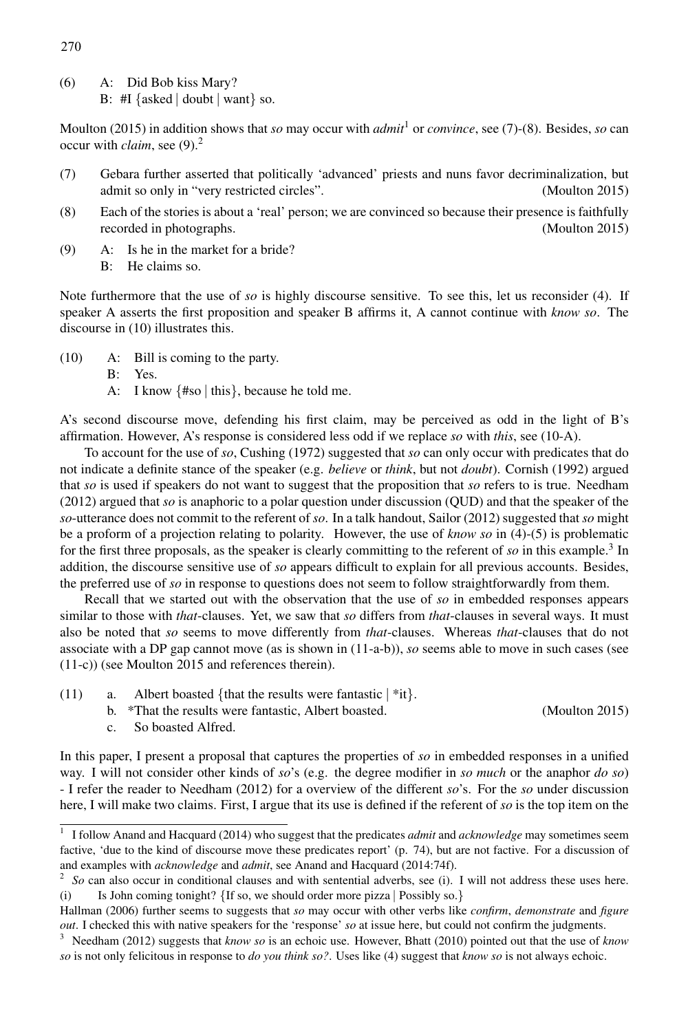(6) A: Did Bob kiss Mary?
B: #I {asked | doubt | want} so.

Moulton (2015) in addition shows that *so* may occur with *admit*[1] or *convince*, see (7)-(8). Besides, *so* can occur with *claim*, see (9).[2]

(7) Gebara further asserted that politically 'advanced' priests and nuns favor decriminalization, but admit so only in "very restricted circles". (Moulton 2015)

(8) Each of the stories is about a 'real' person; we are convinced so because their presence is faithfully recorded in photographs. (Moulton 2015)

(9) A: Is he in the market for a bride?
B: He claims so.

Note furthermore that the use of *so* is highly discourse sensitive. To see this, let us reconsider (4). If speaker A asserts the first proposition and speaker B affirms it, A cannot continue with *know so*. The discourse in (10) illustrates this.

(10) A: Bill is coming to the party.
B: Yes.
A: I know {#so | this}, because he told me.

A's second discourse move, defending his first claim, may be perceived as odd in the light of B's affirmation. However, A's response is considered less odd if we replace *so* with *this*, see (10-A).

To account for the use of *so*, Cushing (1972) suggested that *so* can only occur with predicates that do not indicate a definite stance of the speaker (e.g. *believe* or *think*, but not *doubt*). Cornish (1992) argued that *so* is used if speakers do not want to suggest that the proposition that *so* refers to is true. Needham (2012) argued that *so* is anaphoric to a polar question under discussion (QUD) and that the speaker of the *so*-utterance does not commit to the referent of *so*. In a talk handout, Sailor (2012) suggested that *so* might be a proform of a projection relating to polarity. However, the use of *know so* in (4)-(5) is problematic for the first three proposals, as the speaker is clearly committing to the referent of *so* in this example.[3] In addition, the discourse sensitive use of *so* appears difficult to explain for all previous accounts. Besides, the preferred use of *so* in response to questions does not seem to follow straightforwardly from them.

Recall that we started out with the observation that the use of *so* in embedded responses appears similar to those with *that*-clauses. Yet, we saw that *so* differs from *that*-clauses in several ways. It must also be noted that *so* seems to move differently from *that*-clauses. Whereas *that*-clauses that do not associate with a DP gap cannot move (as is shown in (11-a-b)), *so* seems able to move in such cases (see (11-c)) (see Moulton 2015 and references therein).

(11) a. Albert boasted {that the results were fantastic | *it}.
b. *That the results were fantastic, Albert boasted. (Moulton 2015)
c. So boasted Alfred.

In this paper, I present a proposal that captures the properties of *so* in embedded responses in a unified way. I will not consider other kinds of *so*'s (e.g. the degree modifier in *so much* or the anaphor *do so*) - I refer the reader to Needham (2012) for a overview of the different *so*'s. For the *so* under discussion here, I will make two claims. First, I argue that its use is defined if the referent of *so* is the top item on the

---

[1] I follow Anand and Hacquard (2014) who suggest that the predicates *admit* and *acknowledge* may sometimes seem factive, 'due to the kind of discourse move these predicates report' (p. 74), but are not factive. For a discussion of and examples with *acknowledge* and *admit*, see Anand and Hacquard (2014:74f).

[2] *So* can also occur in conditional clauses and with sentential adverbs, see (i). I will not address these uses here.
(i) Is John coming tonight? {If so, we should order more pizza | Possibly so.}
Hallman (2006) further seems to suggests that *so* may occur with other verbs like *confirm*, *demonstrate* and *figure out*. I checked this with native speakers for the 'response' *so* at issue here, but could not confirm the judgments.

[3] Needham (2012) suggests that *know so* is an echoic use. However, Bhatt (2010) pointed out that the use of *know so* is not only felicitous in response to *do you think so?*. Uses like (4) suggest that *know so* is not always echoic.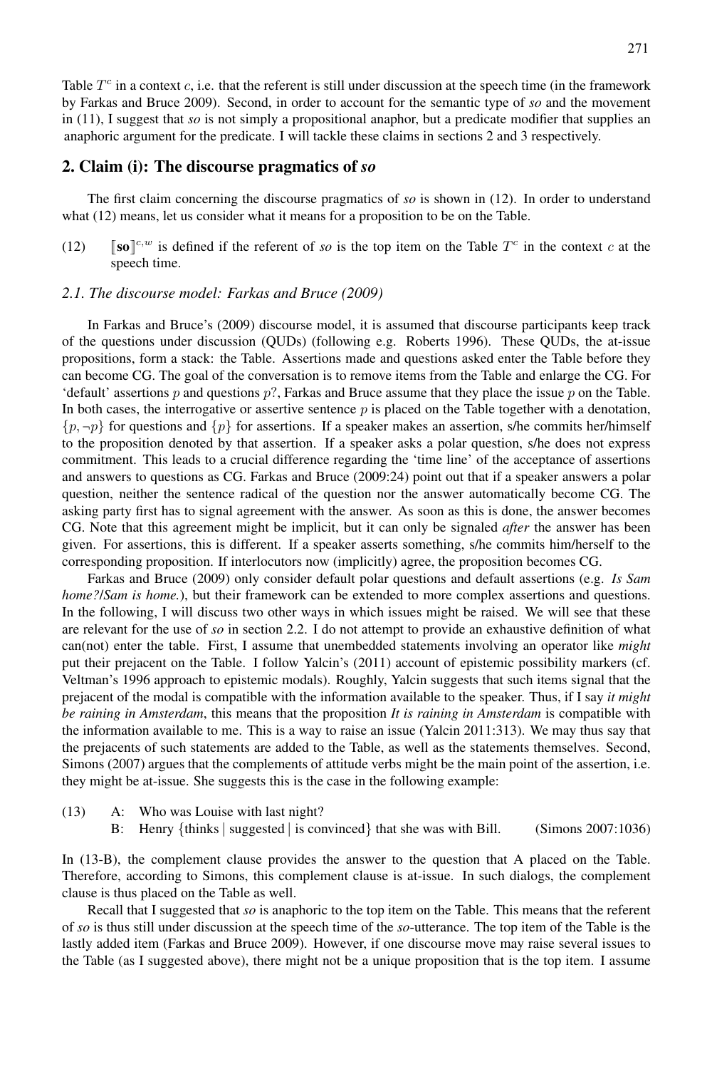Table $T^c$ in a context $c$, i.e. that the referent is still under discussion at the speech time (in the framework by Farkas and Bruce 2009). Second, in order to account for the semantic type of *so* and the movement in (11), I suggest that *so* is not simply a propositional anaphor, but a predicate modifier that supplies an anaphoric argument for the predicate. I will tackle these claims in sections 2 and 3 respectively.

## 2. Claim (i): The discourse pragmatics of *so*

The first claim concerning the discourse pragmatics of *so* is shown in (12). In order to understand what (12) means, let us consider what it means for a proposition to be on the Table.

(12) $[\![\textbf{so}]\!]^{c,w}$ is defined if the referent of *so* is the top item on the Table $T^c$ in the context $c$ at the speech time.

### 2.1. The discourse model: Farkas and Bruce (2009)

In Farkas and Bruce's (2009) discourse model, it is assumed that discourse participants keep track of the questions under discussion (QUDs) (following e.g. Roberts 1996). These QUDs, the at-issue propositions, form a stack: the Table. Assertions made and questions asked enter the Table before they can become CG. The goal of the conversation is to remove items from the Table and enlarge the CG. For 'default' assertions $p$ and questions $p$?, Farkas and Bruce assume that they place the issue $p$ on the Table. In both cases, the interrogative or assertive sentence $p$ is placed on the Table together with a denotation, $\{p, \neg p\}$ for questions and $\{p\}$ for assertions. If a speaker makes an assertion, s/he commits her/himself to the proposition denoted by that assertion. If a speaker asks a polar question, s/he does not express commitment. This leads to a crucial difference regarding the 'time line' of the acceptance of assertions and answers to questions as CG. Farkas and Bruce (2009:24) point out that if a speaker answers a polar question, neither the sentence radical of the question nor the answer automatically become CG. The asking party first has to signal agreement with the answer. As soon as this is done, the answer becomes CG. Note that this agreement might be implicit, but it can only be signaled *after* the answer has been given. For assertions, this is different. If a speaker asserts something, s/he commits him/herself to the corresponding proposition. If interlocutors now (implicitly) agree, the proposition becomes CG.

Farkas and Bruce (2009) only consider default polar questions and default assertions (e.g. *Is Sam home?*/*Sam is home.*), but their framework can be extended to more complex assertions and questions. In the following, I will discuss two other ways in which issues might be raised. We will see that these are relevant for the use of *so* in section 2.2. I do not attempt to provide an exhaustive definition of what can(not) enter the table. First, I assume that unembedded statements involving an operator like *might* put their prejacent on the Table. I follow Yalcin's (2011) account of epistemic possibility markers (cf. Veltman's 1996 approach to epistemic modals). Roughly, Yalcin suggests that such items signal that the prejacent of the modal is compatible with the information available to the speaker. Thus, if I say *it might be raining in Amsterdam*, this means that the proposition *It is raining in Amsterdam* is compatible with the information available to me. This is a way to raise an issue (Yalcin 2011:313). We may thus say that the prejacents of such statements are added to the Table, as well as the statements themselves. Second, Simons (2007) argues that the complements of attitude verbs might be the main point of the assertion, i.e. they might be at-issue. She suggests this is the case in the following example:

(13) A: Who was Louise with last night?
B: Henry {thinks | suggested | is convinced} that she was with Bill. (Simons 2007:1036)

In (13-B), the complement clause provides the answer to the question that A placed on the Table. Therefore, according to Simons, this complement clause is at-issue. In such dialogs, the complement clause is thus placed on the Table as well.

Recall that I suggested that *so* is anaphoric to the top item on the Table. This means that the referent of *so* is thus still under discussion at the speech time of the *so*-utterance. The top item of the Table is the lastly added item (Farkas and Bruce 2009). However, if one discourse move may raise several issues to the Table (as I suggested above), there might not be a unique proposition that is the top item. I assume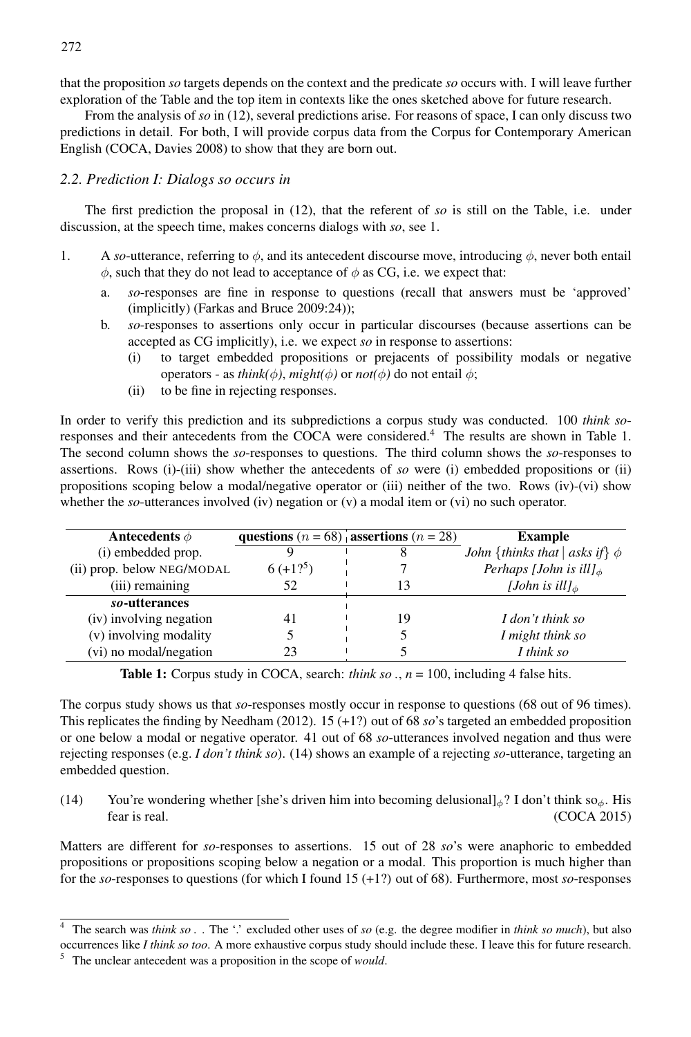that the proposition *so* targets depends on the context and the predicate *so* occurs with. I will leave further exploration of the Table and the top item in contexts like the ones sketched above for future research.

From the analysis of *so* in (12), several predictions arise. For reasons of space, I can only discuss two predictions in detail. For both, I will provide corpus data from the Corpus for Contemporary American English (COCA, Davies 2008) to show that they are born out.

### 2.2. Prediction I: Dialogs so occurs in

The first prediction the proposal in (12), that the referent of *so* is still on the Table, i.e. under discussion, at the speech time, makes concerns dialogs with *so*, see 1.

1. A *so*-utterance, referring to $\phi$, and its antecedent discourse move, introducing $\phi$, never both entail $\phi$, such that they do not lead to acceptance of $\phi$ as CG, i.e. we expect that:
   a. *so*-responses are fine in response to questions (recall that answers must be 'approved' (implicitly) (Farkas and Bruce 2009:24));
   b. *so*-responses to assertions only occur in particular discourses (because assertions can be accepted as CG implicitly), i.e. we expect *so* in response to assertions:
      (i) to target embedded propositions or prejacents of possibility modals or negative operators - as *think($\phi$)*, *might($\phi$)* or *not($\phi$)* do not entail $\phi$;
      (ii) to be fine in rejecting responses.

In order to verify this prediction and its subpredictions a corpus study was conducted. 100 *think so*-responses and their antecedents from the COCA were considered.[4] The results are shown in Table 1. The second column shows the *so*-responses to questions. The third column shows the *so*-responses to assertions. Rows (i)-(iii) show whether the antecedents of *so* were (i) embedded propositions or (ii) propositions scoping below a modal/negative operator or (iii) neither of the two. Rows (iv)-(vi) show whether the *so*-utterances involved (iv) negation or (v) a modal item or (vi) no such operator.

| **Antecedents** $\phi$ | **questions** ($n$ = 68) | **assertions** ($n$ = 28) | **Example** |
|---|---|---|---|
| (i) embedded prop. | 9 | 8 | *John {thinks that \| asks if}* $\phi$ |
| (ii) prop. below NEG/MODAL | 6 (+1?[5]) | 7 | *Perhaps [John is ill]*$_\phi$ |
| (iii) remaining | 52 | 13 | *[John is ill]*$_\phi$ |
| ***so*-utterances** | | | |
| (iv) involving negation | 41 | 19 | *I don't think so* |
| (v) involving modality | 5 | 5 | *I might think so* |
| (vi) no modal/negation | 23 | 5 | *I think so* |

**Table 1:** Corpus study in COCA, search: *think so .*, *n* = 100, including 4 false hits.

The corpus study shows us that *so*-responses mostly occur in response to questions (68 out of 96 times). This replicates the finding by Needham (2012). 15 (+1?) out of 68 *so*'s targeted an embedded proposition or one below a modal or negative operator. 41 out of 68 *so*-utterances involved negation and thus were rejecting responses (e.g. *I don't think so*). (14) shows an example of a rejecting *so*-utterance, targeting an embedded question.

(14) You're wondering whether [she's driven him into becoming delusional]$_\phi$? I don't think so$_\phi$. His fear is real. (COCA 2015)

Matters are different for *so*-responses to assertions. 15 out of 28 *so*'s were anaphoric to embedded propositions or propositions scoping below a negation or a modal. This proportion is much higher than for the *so*-responses to questions (for which I found 15 (+1?) out of 68). Furthermore, most *so*-responses

---

[4] The search was *think so .* . The '.' excluded other uses of *so* (e.g. the degree modifier in *think so much*), but also occurrences like *I think so too*. A more exhaustive corpus study should include these. I leave this for future research.

[5] The unclear antecedent was a proposition in the scope of *would*.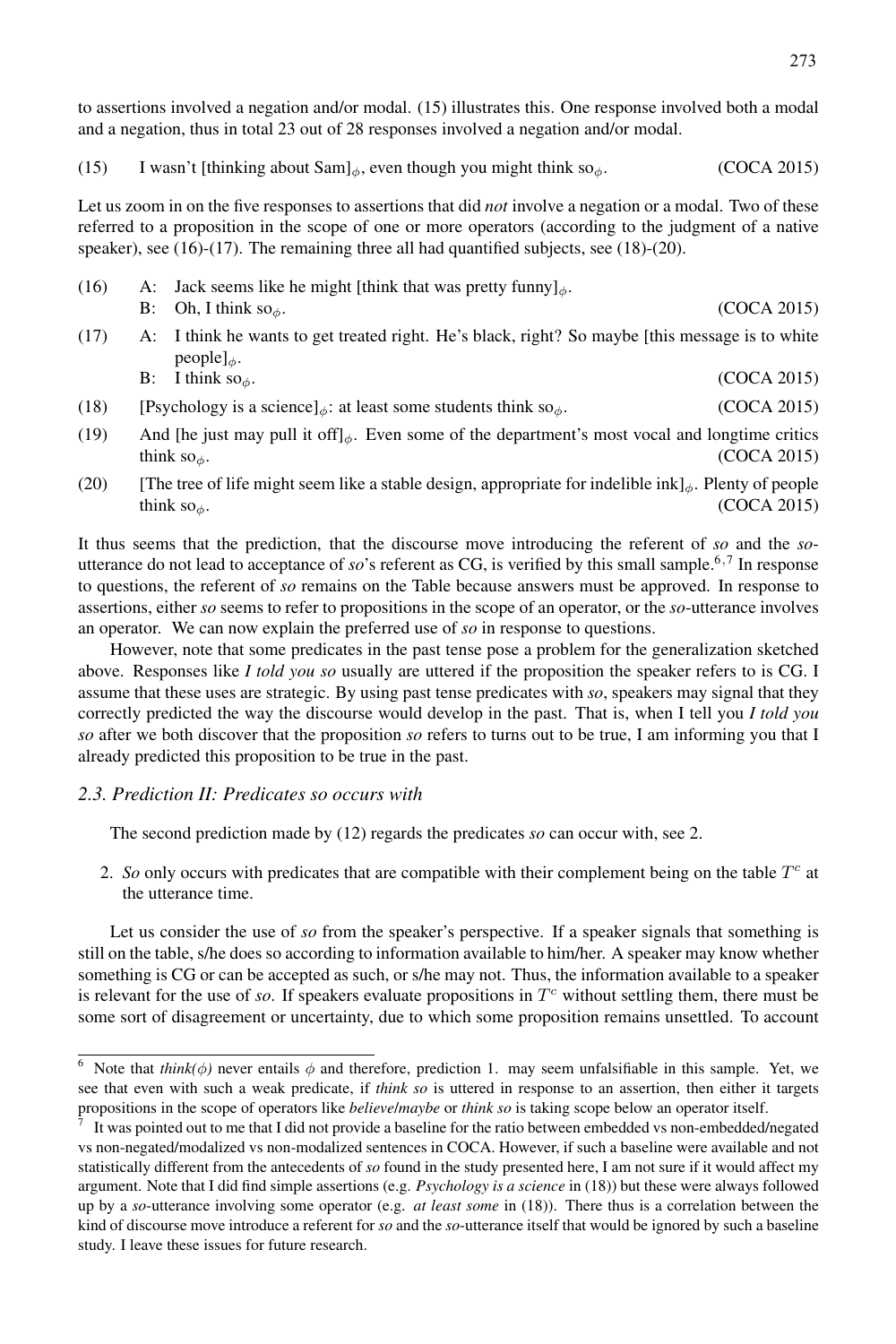to assertions involved a negation and/or modal. (15) illustrates this. One response involved both a modal and a negation, thus in total 23 out of 28 responses involved a negation and/or modal.

(15) I wasn't [thinking about Sam]$_{\phi}$, even though you might think so$_{\phi}$. (COCA 2015)

Let us zoom in on the five responses to assertions that did *not* involve a negation or a modal. Two of these referred to a proposition in the scope of one or more operators (according to the judgment of a native speaker), see (16)-(17). The remaining three all had quantified subjects, see (18)-(20).

(16) A: Jack seems like he might [think that was pretty funny]$_{\phi}$.
B: Oh, I think so$_{\phi}$. (COCA 2015)

(17) A: I think he wants to get treated right. He's black, right? So maybe [this message is to white people]$_{\phi}$.
B: I think so$_{\phi}$. (COCA 2015)

(18) [Psychology is a science]$_{\phi}$: at least some students think so$_{\phi}$. (COCA 2015)

(19) And [he just may pull it off]$_{\phi}$. Even some of the department's most vocal and longtime critics think so$_{\phi}$. (COCA 2015)

(20) [The tree of life might seem like a stable design, appropriate for indelible ink]$_{\phi}$. Plenty of people think so$_{\phi}$. (COCA 2015)

It thus seems that the prediction, that the discourse move introducing the referent of *so* and the *so*-utterance do not lead to acceptance of *so*'s referent as CG, is verified by this small sample.[6,7] In response to questions, the referent of *so* remains on the Table because answers must be approved. In response to assertions, either *so* seems to refer to propositions in the scope of an operator, or the *so*-utterance involves an operator. We can now explain the preferred use of *so* in response to questions.

However, note that some predicates in the past tense pose a problem for the generalization sketched above. Responses like *I told you so* usually are uttered if the proposition the speaker refers to is CG. I assume that these uses are strategic. By using past tense predicates with *so*, speakers may signal that they correctly predicted the way the discourse would develop in the past. That is, when I tell you *I told you so* after we both discover that the proposition *so* refers to turns out to be true, I am informing you that I already predicted this proposition to be true in the past.

### 2.3. Prediction II: Predicates so occurs with

The second prediction made by (12) regards the predicates *so* can occur with, see 2.

2. *So* only occurs with predicates that are compatible with their complement being on the table $T^c$ at the utterance time.

Let us consider the use of *so* from the speaker's perspective. If a speaker signals that something is still on the table, s/he does so according to information available to him/her. A speaker may know whether something is CG or can be accepted as such, or s/he may not. Thus, the information available to a speaker is relevant for the use of *so*. If speakers evaluate propositions in $T^c$ without settling them, there must be some sort of disagreement or uncertainty, due to which some proposition remains unsettled. To account

---

[6] Note that *think*($\phi$) never entails $\phi$ and therefore, prediction 1. may seem unfalsifiable in this sample. Yet, we see that even with such a weak predicate, if *think so* is uttered in response to an assertion, then either it targets propositions in the scope of operators like *believe*/*maybe* or *think so* is taking scope below an operator itself.

[7] It was pointed out to me that I did not provide a baseline for the ratio between embedded vs non-embedded/negated vs non-negated/modalized vs non-modalized sentences in COCA. However, if such a baseline were available and not statistically different from the antecedents of *so* found in the study presented here, I am not sure if it would affect my argument. Note that I did find simple assertions (e.g. *Psychology is a science* in (18)) but these were always followed up by a *so*-utterance involving some operator (e.g. *at least some* in (18)). There thus is a correlation between the kind of discourse move introduce a referent for *so* and the *so*-utterance itself that would be ignored by such a baseline study. I leave these issues for future research.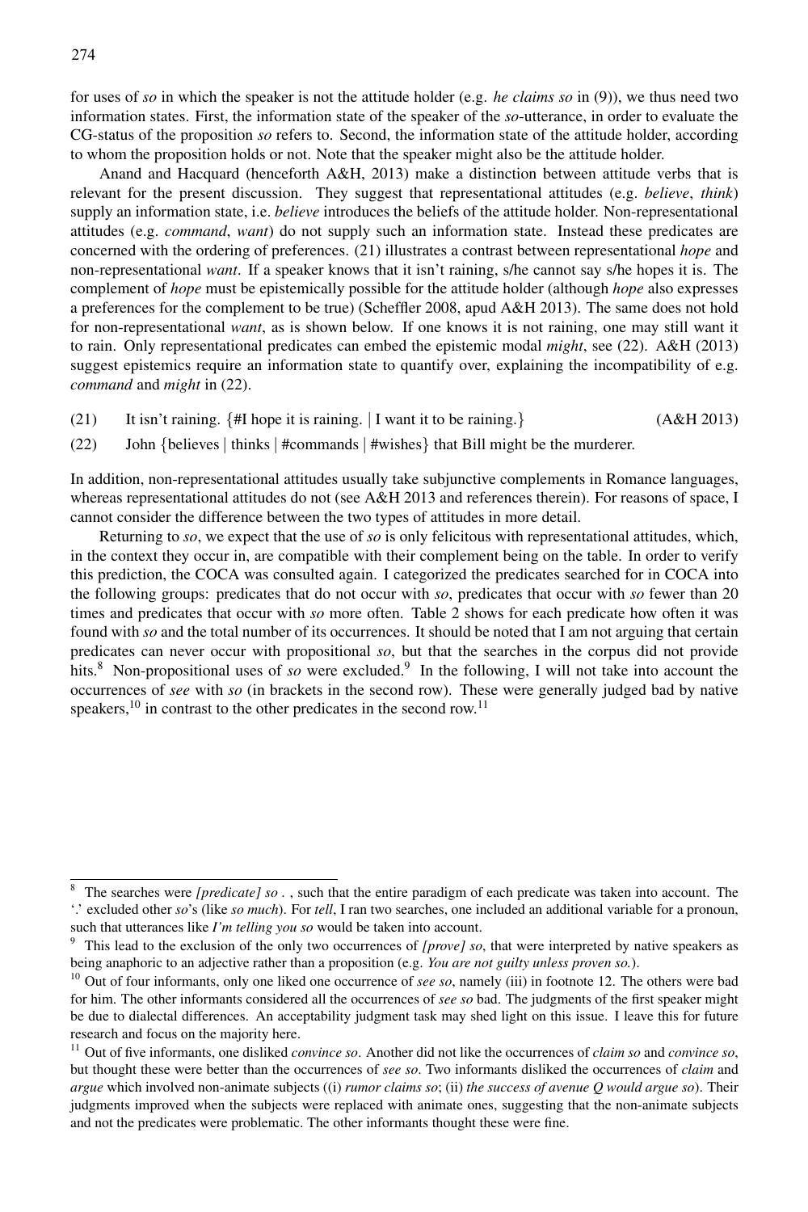for uses of *so* in which the speaker is not the attitude holder (e.g. *he claims so* in (9)), we thus need two information states. First, the information state of the speaker of the *so*-utterance, in order to evaluate the CG-status of the proposition *so* refers to. Second, the information state of the attitude holder, according to whom the proposition holds or not. Note that the speaker might also be the attitude holder.

Anand and Hacquard (henceforth A&H, 2013) make a distinction between attitude verbs that is relevant for the present discussion. They suggest that representational attitudes (e.g. *believe*, *think*) supply an information state, i.e. *believe* introduces the beliefs of the attitude holder. Non-representational attitudes (e.g. *command*, *want*) do not supply such an information state. Instead these predicates are concerned with the ordering of preferences. (21) illustrates a contrast between representational *hope* and non-representational *want*. If a speaker knows that it isn't raining, s/he cannot say s/he hopes it is. The complement of *hope* must be epistemically possible for the attitude holder (although *hope* also expresses a preferences for the complement to be true) (Scheffler 2008, apud A&H 2013). The same does not hold for non-representational *want*, as is shown below. If one knows it is not raining, one may still want it to rain. Only representational predicates can embed the epistemic modal *might*, see (22). A&H (2013) suggest epistemics require an information state to quantify over, explaining the incompatibility of e.g. *command* and *might* in (22).

(21) It isn't raining. {#I hope it is raining. | I want it to be raining.} (A&H 2013)

(22) John {believes | thinks | #commands | #wishes} that Bill might be the murderer.

In addition, non-representational attitudes usually take subjunctive complements in Romance languages, whereas representational attitudes do not (see A&H 2013 and references therein). For reasons of space, I cannot consider the difference between the two types of attitudes in more detail.

Returning to *so*, we expect that the use of *so* is only felicitous with representational attitudes, which, in the context they occur in, are compatible with their complement being on the table. In order to verify this prediction, the COCA was consulted again. I categorized the predicates searched for in COCA into the following groups: predicates that do not occur with *so*, predicates that occur with *so* fewer than 20 times and predicates that occur with *so* more often. Table 2 shows for each predicate how often it was found with *so* and the total number of its occurrences. It should be noted that I am not arguing that certain predicates can never occur with propositional *so*, but that the searches in the corpus did not provide hits.[8] Non-propositional uses of *so* were excluded.[9] In the following, I will not take into account the occurrences of *see* with *so* (in brackets in the second row). These were generally judged bad by native speakers,[10] in contrast to the other predicates in the second row.[11]

---

[8] The searches were *[predicate] so .* , such that the entire paradigm of each predicate was taken into account. The '.' excluded other *so*'s (like *so much*). For *tell*, I ran two searches, one included an additional variable for a pronoun, such that utterances like *I'm telling you so* would be taken into account.

[9] This lead to the exclusion of the only two occurrences of *[prove] so*, that were interpreted by native speakers as being anaphoric to an adjective rather than a proposition (e.g. *You are not guilty unless proven so.*).

[10] Out of four informants, only one liked one occurrence of *see so*, namely (iii) in footnote 12. The others were bad for him. The other informants considered all the occurrences of *see so* bad. The judgments of the first speaker might be due to dialectal differences. An acceptability judgment task may shed light on this issue. I leave this for future research and focus on the majority here.

[11] Out of five informants, one disliked *convince so*. Another did not like the occurrences of *claim so* and *convince so*, but thought these were better than the occurrences of *see so*. Two informants disliked the occurrences of *claim* and *argue* which involved non-animate subjects ((i) *rumor claims so*; (ii) *the success of avenue Q would argue so*). Their judgments improved when the subjects were replaced with animate ones, suggesting that the non-animate subjects and not the predicates were problematic. The other informants thought these were fine.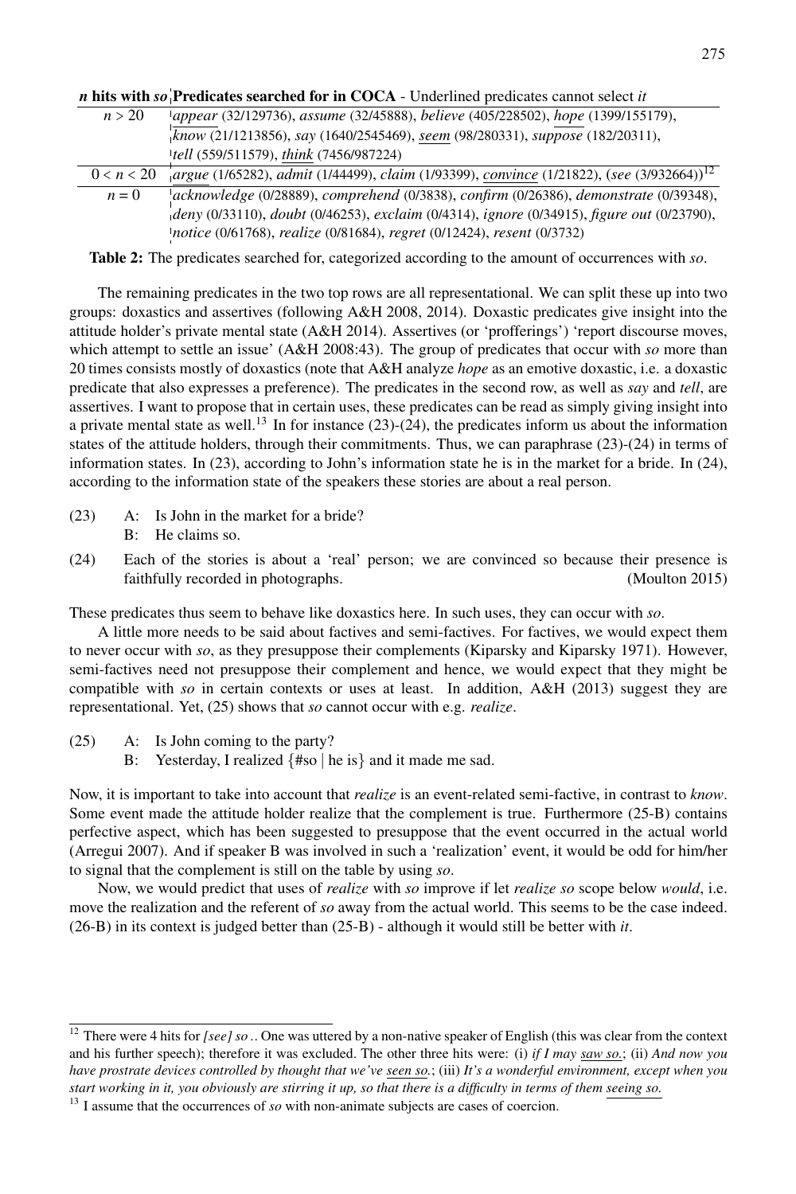| *n* hits with *so* | Predicates searched for in COCA - Underlined predicates cannot select *it* |
|---|---|
| $n > 20$ | <u>*appear*</u> (32/129736), *assume* (32/45888), *believe* (405/228502), <u>*hope*</u> (1399/155179), *know* (21/1213856), *say* (1640/2545469), <u>*seem*</u> (98/280331), *suppose* (182/20311), *tell* (559/511579), <u>*think*</u> (7456/987224) |
| $0 < n < 20$ | <u>*argue*</u> (1/65282), *admit* (1/44499), *claim* (1/93399), <u>*convince*</u> (1/21822), (*see* (3/932664))[12] |
| $n = 0$ | *acknowledge* (0/28889), *comprehend* (0/3838), *confirm* (0/26386), *demonstrate* (0/39348), *deny* (0/33110), *doubt* (0/46253), *exclaim* (0/4314), *ignore* (0/34915), *figure out* (0/23790), *notice* (0/61768), *realize* (0/81684), *regret* (0/12424), *resent* (0/3732) |

**Table 2:** The predicates searched for, categorized according to the amount of occurrences with *so*.

The remaining predicates in the two top rows are all representational. We can split these up into two groups: doxastics and assertives (following A&H 2008, 2014). Doxastic predicates give insight into the attitude holder's private mental state (A&H 2014). Assertives (or 'profferings') 'report discourse moves, which attempt to settle an issue' (A&H 2008:43). The group of predicates that occur with *so* more than 20 times consists mostly of doxastics (note that A&H analyze *hope* as an emotive doxastic, i.e. a doxastic predicate that also expresses a preference). The predicates in the second row, as well as *say* and *tell*, are assertives. I want to propose that in certain uses, these predicates can be read as simply giving insight into a private mental state as well.[13] In for instance (23)-(24), the predicates inform us about the information states of the attitude holders, through their commitments. Thus, we can paraphrase (23)-(24) in terms of information states. In (23), according to John's information state he is in the market for a bride. In (24), according to the information state of the speakers these stories are about a real person.

(23) A: Is John in the market for a bride?
 B: He claims so.

(24) Each of the stories is about a 'real' person; we are convinced so because their presence is faithfully recorded in photographs. (Moulton 2015)

These predicates thus seem to behave like doxastics here. In such uses, they can occur with *so*.

A little more needs to be said about factives and semi-factives. For factives, we would expect them to never occur with *so*, as they presuppose their complements (Kiparsky and Kiparsky 1971). However, semi-factives need not presuppose their complement and hence, we would expect that they might be compatible with *so* in certain contexts or uses at least. In addition, A&H (2013) suggest they are representational. Yet, (25) shows that *so* cannot occur with e.g. *realize*.

(25) A: Is John coming to the party?
 B: Yesterday, I realized {#so | he is} and it made me sad.

Now, it is important to take into account that *realize* is an event-related semi-factive, in contrast to *know*. Some event made the attitude holder realize that the complement is true. Furthermore (25-B) contains perfective aspect, which has been suggested to presuppose that the event occurred in the actual world (Arregui 2007). And if speaker B was involved in such a 'realization' event, it would be odd for him/her to signal that the complement is still on the table by using *so*.

Now, we would predict that uses of *realize* with *so* improve if let *realize so* scope below *would*, i.e. move the realization and the referent of *so* away from the actual world. This seems to be the case indeed. (26-B) in its context is judged better than (25-B) - although it would still be better with *it*.

---

[12] There were 4 hits for *[see] so* .. One was uttered by a non-native speaker of English (this was clear from the context and his further speech); therefore it was excluded. The other three hits were: (i) *if I may <u>saw so.</u>*; (ii) *And now you have prostrate devices controlled by thought that we've <u>seen so.</u>*; (iii) *It's a wonderful environment, except when you start working in it, you obviously are stirring it up, so that there is a difficulty in terms of them <u>seeing so.</u>*

[13] I assume that the occurrences of *so* with non-animate subjects are cases of coercion.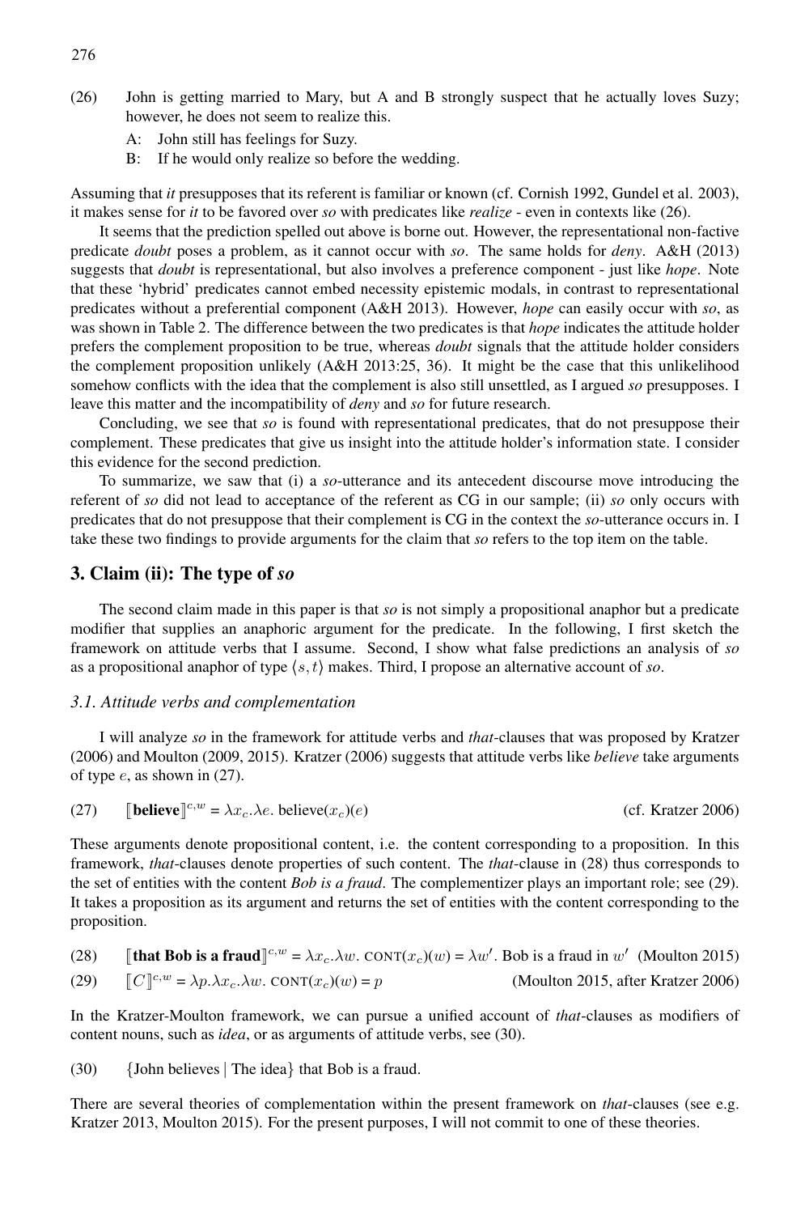(26) John is getting married to Mary, but A and B strongly suspect that he actually loves Suzy; however, he does not seem to realize this.

A: John still has feelings for Suzy.

B: If he would only realize so before the wedding.

Assuming that *it* presupposes that its referent is familiar or known (cf. Cornish 1992, Gundel et al. 2003), it makes sense for *it* to be favored over *so* with predicates like *realize* - even in contexts like (26).

It seems that the prediction spelled out above is borne out. However, the representational non-factive predicate *doubt* poses a problem, as it cannot occur with *so*. The same holds for *deny*. A&H (2013) suggests that *doubt* is representational, but also involves a preference component - just like *hope*. Note that these 'hybrid' predicates cannot embed necessity epistemic modals, in contrast to representational predicates without a preferential component (A&H 2013). However, *hope* can easily occur with *so*, as was shown in Table 2. The difference between the two predicates is that *hope* indicates the attitude holder prefers the complement proposition to be true, whereas *doubt* signals that the attitude holder considers the complement proposition unlikely (A&H 2013:25, 36). It might be the case that this unlikelihood somehow conflicts with the idea that the complement is also still unsettled, as I argued *so* presupposes. I leave this matter and the incompatibility of *deny* and *so* for future research.

Concluding, we see that *so* is found with representational predicates, that do not presuppose their complement. These predicates that give us insight into the attitude holder's information state. I consider this evidence for the second prediction.

To summarize, we saw that (i) a *so*-utterance and its antecedent discourse move introducing the referent of *so* did not lead to acceptance of the referent as CG in our sample; (ii) *so* only occurs with predicates that do not presuppose that their complement is CG in the context the *so*-utterance occurs in. I take these two findings to provide arguments for the claim that *so* refers to the top item on the table.

## 3. Claim (ii): The type of *so*

The second claim made in this paper is that *so* is not simply a propositional anaphor but a predicate modifier that supplies an anaphoric argument for the predicate. In the following, I first sketch the framework on attitude verbs that I assume. Second, I show what false predictions an analysis of *so* as a propositional anaphor of type $\langle s, t \rangle$ makes. Third, I propose an alternative account of *so*.

### *3.1. Attitude verbs and complementation*

I will analyze *so* in the framework for attitude verbs and *that*-clauses that was proposed by Kratzer (2006) and Moulton (2009, 2015). Kratzer (2006) suggests that attitude verbs like *believe* take arguments of type $e$, as shown in (27).

(27) $[\![\textbf{believe}]\!]^{c,w} = \lambda x_c.\lambda e.\ \text{believe}(x_c)(e)$ (cf. Kratzer 2006)

These arguments denote propositional content, i.e. the content corresponding to a proposition. In this framework, *that*-clauses denote properties of such content. The *that*-clause in (28) thus corresponds to the set of entities with the content *Bob is a fraud*. The complementizer plays an important role; see (29). It takes a proposition as its argument and returns the set of entities with the content corresponding to the proposition.

(28) $[\![\textbf{that Bob is a fraud}]\!]^{c,w} = \lambda x_c.\lambda w.\ \text{CONT}(x_c)(w) = \lambda w'.\ \text{Bob is a fraud in } w'$ (Moulton 2015)

(29) $[\![C]\!]^{c,w} = \lambda p.\lambda x_c.\lambda w.\ \text{CONT}(x_c)(w) = p$ (Moulton 2015, after Kratzer 2006)

In the Kratzer-Moulton framework, we can pursue a unified account of *that*-clauses as modifiers of content nouns, such as *idea*, or as arguments of attitude verbs, see (30).

(30) {John believes | The idea} that Bob is a fraud.

There are several theories of complementation within the present framework on *that*-clauses (see e.g. Kratzer 2013, Moulton 2015). For the present purposes, I will not commit to one of these theories.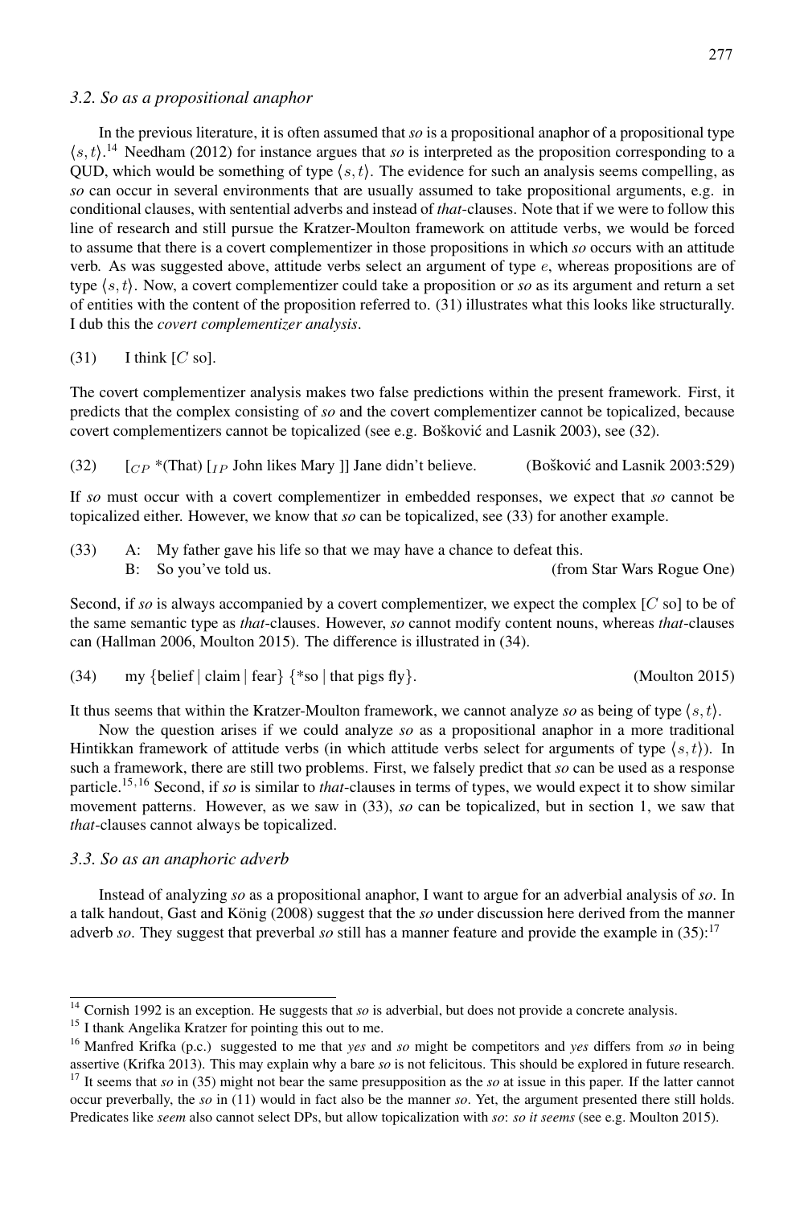### 3.2. *So* as a propositional anaphor

In the previous literature, it is often assumed that *so* is a propositional anaphor of a propositional type $\langle s, t\rangle$.[14] Needham (2012) for instance argues that *so* is interpreted as the proposition corresponding to a QUD, which would be something of type $\langle s, t\rangle$. The evidence for such an analysis seems compelling, as *so* can occur in several environments that are usually assumed to take propositional arguments, e.g. in conditional clauses, with sentential adverbs and instead of *that*-clauses. Note that if we were to follow this line of research and still pursue the Kratzer-Moulton framework on attitude verbs, we would be forced to assume that there is a covert complementizer in those propositions in which *so* occurs with an attitude verb. As was suggested above, attitude verbs select an argument of type $e$, whereas propositions are of type $\langle s, t\rangle$. Now, a covert complementizer could take a proposition or *so* as its argument and return a set of entities with the content of the proposition referred to. (31) illustrates what this looks like structurally. I dub this the *covert complementizer analysis*.

(31) I think [$C$ so].

The covert complementizer analysis makes two false predictions within the present framework. First, it predicts that the complex consisting of *so* and the covert complementizer cannot be topicalized, because covert complementizers cannot be topicalized (see e.g. Bošković and Lasnik 2003), see (32).

(32) [$_{CP}$ *(That) [$_{IP}$ John likes Mary ]] Jane didn't believe. (Bošković and Lasnik 2003:529)

If *so* must occur with a covert complementizer in embedded responses, we expect that *so* cannot be topicalized either. However, we know that *so* can be topicalized, see (33) for another example.

(33) A: My father gave his life so that we may have a chance to defeat this.
B: So you've told us. (from Star Wars Rogue One)

Second, if *so* is always accompanied by a covert complementizer, we expect the complex [$C$ so] to be of the same semantic type as *that*-clauses. However, *so* cannot modify content nouns, whereas *that*-clauses can (Hallman 2006, Moulton 2015). The difference is illustrated in (34).

(34) my {belief | claim | fear} {*so | that pigs fly}. (Moulton 2015)

It thus seems that within the Kratzer-Moulton framework, we cannot analyze *so* as being of type $\langle s, t\rangle$.

Now the question arises if we could analyze *so* as a propositional anaphor in a more traditional Hintikkan framework of attitude verbs (in which attitude verbs select for arguments of type $\langle s, t\rangle$). In such a framework, there are still two problems. First, we falsely predict that *so* can be used as a response particle.[15,16] Second, if *so* is similar to *that*-clauses in terms of types, we would expect it to show similar movement patterns. However, as we saw in (33), *so* can be topicalized, but in section 1, we saw that *that*-clauses cannot always be topicalized.

### 3.3. *So* as an anaphoric adverb

Instead of analyzing *so* as a propositional anaphor, I want to argue for an adverbial analysis of *so*. In a talk handout, Gast and König (2008) suggest that the *so* under discussion here derived from the manner adverb *so*. They suggest that preverbal *so* still has a manner feature and provide the example in (35):[17]

---

[14] Cornish 1992 is an exception. He suggests that *so* is adverbial, but does not provide a concrete analysis.

[15] I thank Angelika Kratzer for pointing this out to me.

[16] Manfred Krifka (p.c.) suggested to me that *yes* and *so* might be competitors and *yes* differs from *so* in being assertive (Krifka 2013). This may explain why a bare *so* is not felicitous. This should be explored in future research.

[17] It seems that *so* in (35) might not bear the same presupposition as the *so* at issue in this paper. If the latter cannot occur preverbally, the *so* in (11) would in fact also be the manner *so*. Yet, the argument presented there still holds. Predicates like *seem* also cannot select DPs, but allow topicalization with *so*: *so it seems* (see e.g. Moulton 2015).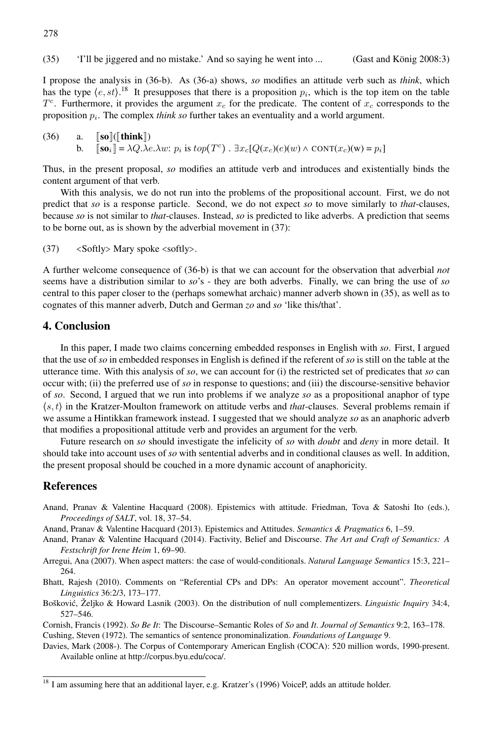(35) 'I'll be jiggered and no mistake.' And so saying he went into ... (Gast and König 2008:3)

I propose the analysis in (36-b). As (36-a) shows, *so* modifies an attitude verb such as *think*, which has the type $\langle e, st\rangle$.[18] It presupposes that there is a proposition $p_i$, which is the top item on the table $T^c$. Furthermore, it provides the argument $x_c$ for the predicate. The content of $x_c$ corresponds to the proposition $p_i$. The complex *think so* further takes an eventuality and a world argument.

(36) a. ⟦**so**⟧(⟦**think**⟧)
b. $[\![\mathbf{so}_i]\!] = \lambda Q.\lambda e.\lambda w$: $p_i$ is $top(T^c)$ . $\exists x_c[Q(x_c)(e)(w) \wedge \textsc{cont}(x_c)(\mathrm{w}) = p_i]$

Thus, in the present proposal, *so* modifies an attitude verb and introduces and existentially binds the content argument of that verb.

With this analysis, we do not run into the problems of the propositional account. First, we do not predict that *so* is a response particle. Second, we do not expect *so* to move similarly to *that*-clauses, because *so* is not similar to *that*-clauses. Instead, *so* is predicted to like adverbs. A prediction that seems to be borne out, as is shown by the adverbial movement in (37):

(37) <Softly> Mary spoke <softly>.

A further welcome consequence of (36-b) is that we can account for the observation that adverbial *not* seems have a distribution similar to *so*'s - they are both adverbs. Finally, we can bring the use of *so* central to this paper closer to the (perhaps somewhat archaic) manner adverb shown in (35), as well as to cognates of this manner adverb, Dutch and German *zo* and *so* 'like this/that'.

## 4. Conclusion

In this paper, I made two claims concerning embedded responses in English with *so*. First, I argued that the use of *so* in embedded responses in English is defined if the referent of *so* is still on the table at the utterance time. With this analysis of *so*, we can account for (i) the restricted set of predicates that *so* can occur with; (ii) the preferred use of *so* in response to questions; and (iii) the discourse-sensitive behavior of *so*. Second, I argued that we run into problems if we analyze *so* as a propositional anaphor of type $\langle s, t\rangle$ in the Kratzer-Moulton framework on attitude verbs and *that*-clauses. Several problems remain if we assume a Hintikkan framework instead. I suggested that we should analyze *so* as an anaphoric adverb that modifies a propositional attitude verb and provides an argument for the verb.

Future research on *so* should investigate the infelicity of *so* with *doubt* and *deny* in more detail. It should take into account uses of *so* with sentential adverbs and in conditional clauses as well. In addition, the present proposal should be couched in a more dynamic account of anaphoricity.

## References

Anand, Pranav & Valentine Hacquard (2008). Epistemics with attitude. Friedman, Tova & Satoshi Ito (eds.), *Proceedings of SALT*, vol. 18, 37–54.

Anand, Pranav & Valentine Hacquard (2013). Epistemics and Attitudes. *Semantics & Pragmatics* 6, 1–59.

Anand, Pranav & Valentine Hacquard (2014). Factivity, Belief and Discourse. *The Art and Craft of Semantics: A Festschrift for Irene Heim* 1, 69–90.

Arregui, Ana (2007). When aspect matters: the case of would-conditionals. *Natural Language Semantics* 15:3, 221–264.

Bhatt, Rajesh (2010). Comments on "Referential CPs and DPs: An operator movement account". *Theoretical Linguistics* 36:2/3, 173–177.

Bošković, Željko & Howard Lasnik (2003). On the distribution of null complementizers. *Linguistic Inquiry* 34:4, 527–546.

Cornish, Francis (1992). *So Be It*: The Discourse–Semantic Roles of *So* and *It*. *Journal of Semantics* 9:2, 163–178.

Cushing, Steven (1972). The semantics of sentence pronominalization. *Foundations of Language* 9.

Davies, Mark (2008-). The Corpus of Contemporary American English (COCA): 520 million words, 1990-present. Available online at http://corpus.byu.edu/coca/.

[18] I am assuming here that an additional layer, e.g. Kratzer's (1996) VoiceP, adds an attitude holder.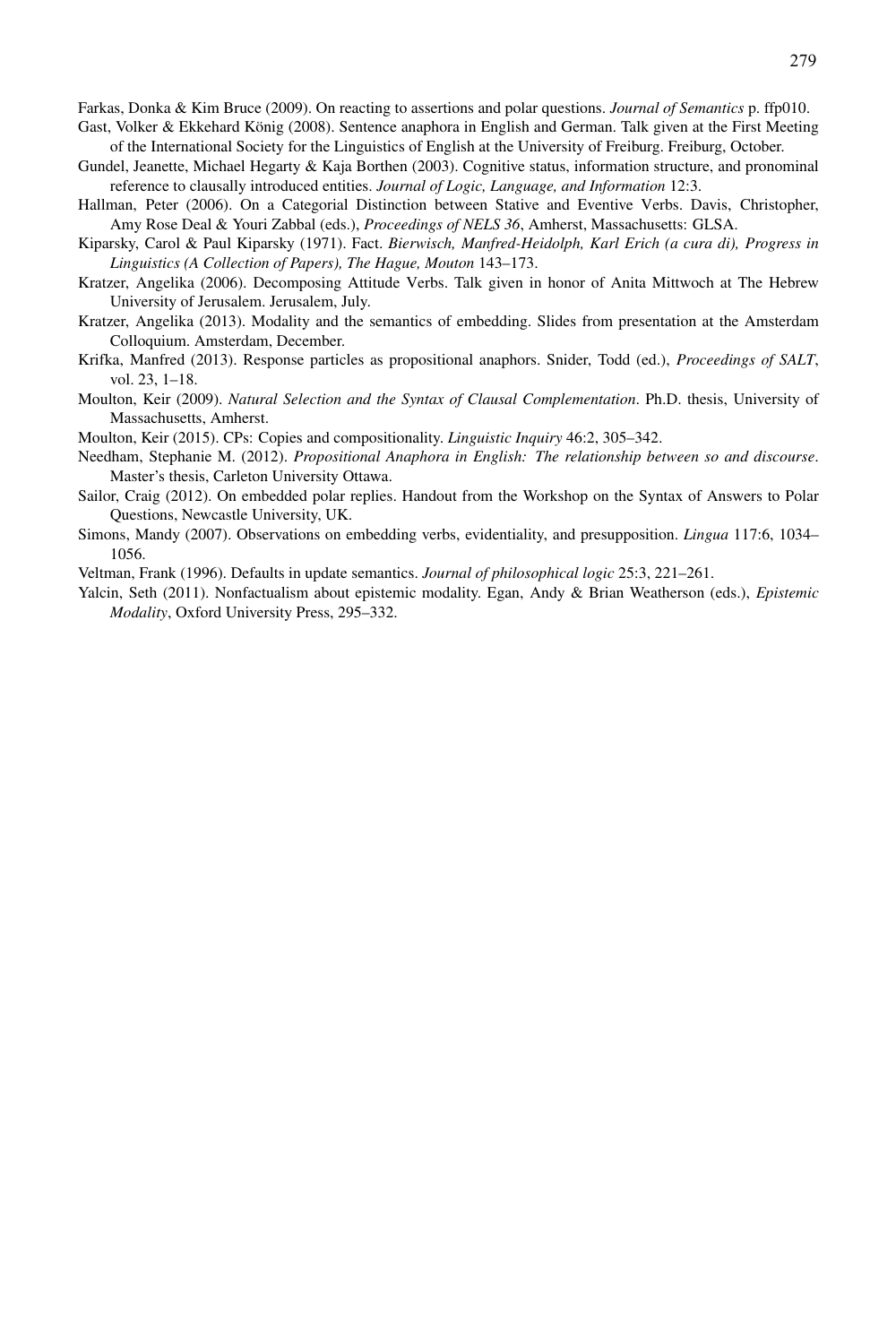Farkas, Donka & Kim Bruce (2009). On reacting to assertions and polar questions. *Journal of Semantics* p. ffp010.

Gast, Volker & Ekkehard König (2008). Sentence anaphora in English and German. Talk given at the First Meeting of the International Society for the Linguistics of English at the University of Freiburg. Freiburg, October.

Gundel, Jeanette, Michael Hegarty & Kaja Borthen (2003). Cognitive status, information structure, and pronominal reference to clausally introduced entities. *Journal of Logic, Language, and Information* 12:3.

Hallman, Peter (2006). On a Categorial Distinction between Stative and Eventive Verbs. Davis, Christopher, Amy Rose Deal & Youri Zabbal (eds.), *Proceedings of NELS 36*, Amherst, Massachusetts: GLSA.

Kiparsky, Carol & Paul Kiparsky (1971). Fact. *Bierwisch, Manfred-Heidolph, Karl Erich (a cura di), Progress in Linguistics (A Collection of Papers), The Hague, Mouton* 143–173.

Kratzer, Angelika (2006). Decomposing Attitude Verbs. Talk given in honor of Anita Mittwoch at The Hebrew University of Jerusalem. Jerusalem, July.

Kratzer, Angelika (2013). Modality and the semantics of embedding. Slides from presentation at the Amsterdam Colloquium. Amsterdam, December.

Krifka, Manfred (2013). Response particles as propositional anaphors. Snider, Todd (ed.), *Proceedings of SALT*, vol. 23, 1–18.

Moulton, Keir (2009). *Natural Selection and the Syntax of Clausal Complementation*. Ph.D. thesis, University of Massachusetts, Amherst.

Moulton, Keir (2015). CPs: Copies and compositionality. *Linguistic Inquiry* 46:2, 305–342.

Needham, Stephanie M. (2012). *Propositional Anaphora in English: The relationship between so and discourse*. Master's thesis, Carleton University Ottawa.

Sailor, Craig (2012). On embedded polar replies. Handout from the Workshop on the Syntax of Answers to Polar Questions, Newcastle University, UK.

Simons, Mandy (2007). Observations on embedding verbs, evidentiality, and presupposition. *Lingua* 117:6, 1034–1056.

Veltman, Frank (1996). Defaults in update semantics. *Journal of philosophical logic* 25:3, 221–261.

Yalcin, Seth (2011). Nonfactualism about epistemic modality. Egan, Andy & Brian Weatherson (eds.), *Epistemic Modality*, Oxford University Press, 295–332.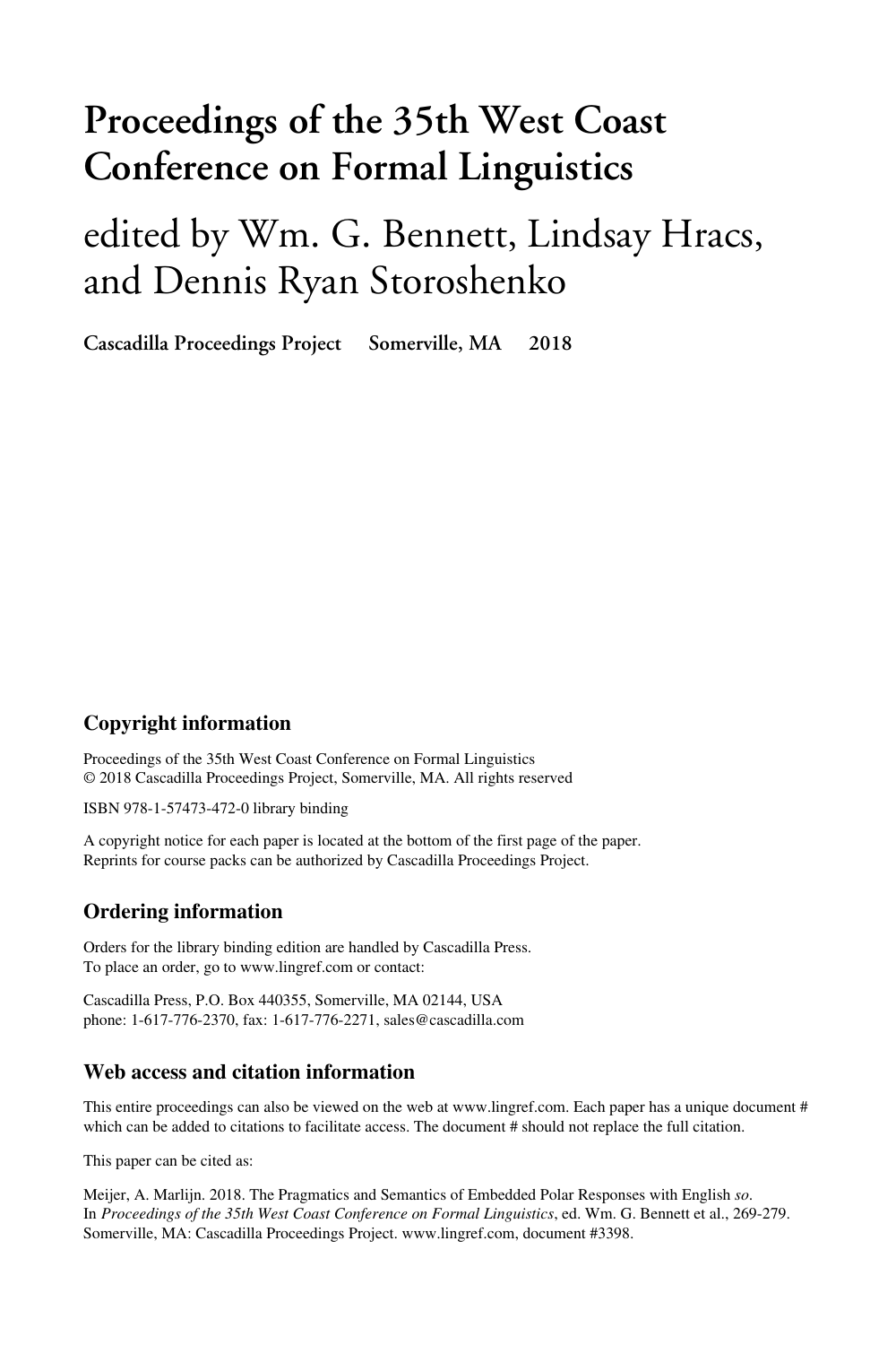# Proceedings of the 35th West Coast Conference on Formal Linguistics

## edited by Wm. G. Bennett, Lindsay Hracs, and Dennis Ryan Storoshenko

**Cascadilla Proceedings Project     Somerville, MA     2018**

### Copyright information

Proceedings of the 35th West Coast Conference on Formal Linguistics
© 2018 Cascadilla Proceedings Project, Somerville, MA. All rights reserved

ISBN 978-1-57473-472-0 library binding

A copyright notice for each paper is located at the bottom of the first page of the paper.
Reprints for course packs can be authorized by Cascadilla Proceedings Project.

### Ordering information

Orders for the library binding edition are handled by Cascadilla Press.
To place an order, go to www.lingref.com or contact:

Cascadilla Press, P.O. Box 440355, Somerville, MA 02144, USA
phone: 1-617-776-2370, fax: 1-617-776-2271, sales@cascadilla.com

### Web access and citation information

This entire proceedings can also be viewed on the web at www.lingref.com. Each paper has a unique document # which can be added to citations to facilitate access. The document # should not replace the full citation.

This paper can be cited as:

Meijer, A. Marlijn. 2018. The Pragmatics and Semantics of Embedded Polar Responses with English *so*. In *Proceedings of the 35th West Coast Conference on Formal Linguistics*, ed. Wm. G. Bennett et al., 269-279. Somerville, MA: Cascadilla Proceedings Project. www.lingref.com, document #3398.